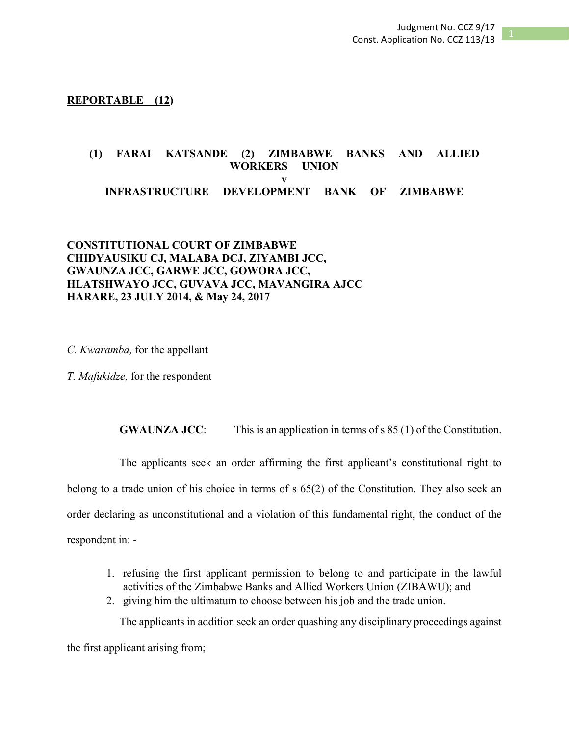**REPORTABLE (12)**

**(1) FARAI KATSANDE (2) ZIMBABWE BANKS AND ALLIED WORKERS UNION**
**v**
**INFRASTRUCTURE DEVELOPMENT BANK OF ZIMBABWE**

**CONSTITUTIONAL COURT OF ZIMBABWE**
**CHIDYAUSIKU CJ, MALABA DCJ, ZIYAMBI JCC, GWAUNZA JCC, GARWE JCC, GOWORA JCC, HLATSHWAYO JCC, GUVAVA JCC, MAVANGIRA AJCC**
**HARARE, 23 JULY 2014, & May 24, 2017**

*C. Kwaramba,* for the appellant

*T. Mafukidze,* for the respondent

**GWAUNZA JCC**: This is an application in terms of s 85 (1) of the Constitution.

The applicants seek an order affirming the first applicant's constitutional right to belong to a trade union of his choice in terms of s 65(2) of the Constitution. They also seek an order declaring as unconstitutional and a violation of this fundamental right, the conduct of the respondent in: -

1. refusing the first applicant permission to belong to and participate in the lawful activities of the Zimbabwe Banks and Allied Workers Union (ZIBAWU); and
2. giving him the ultimatum to choose between his job and the trade union.

The applicants in addition seek an order quashing any disciplinary proceedings against the first applicant arising from;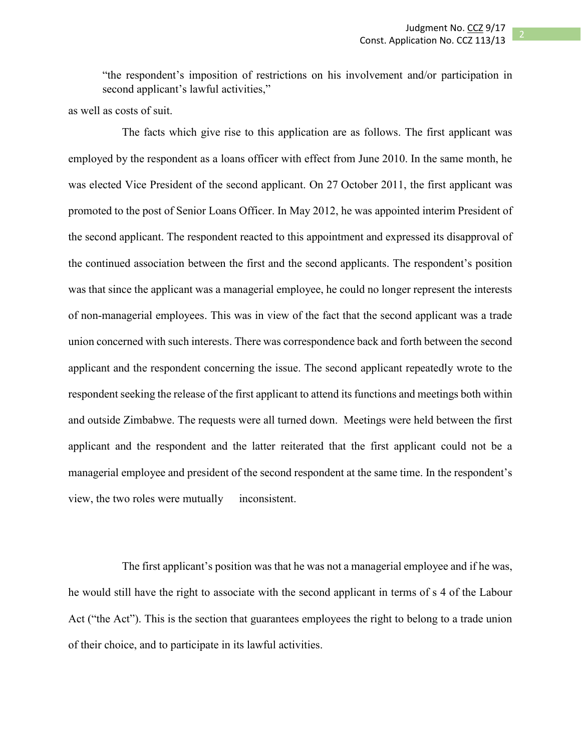> "the respondent's imposition of restrictions on his involvement and/or participation in second applicant's lawful activities,"

as well as costs of suit.

The facts which give rise to this application are as follows. The first applicant was employed by the respondent as a loans officer with effect from June 2010. In the same month, he was elected Vice President of the second applicant. On 27 October 2011, the first applicant was promoted to the post of Senior Loans Officer. In May 2012, he was appointed interim President of the second applicant. The respondent reacted to this appointment and expressed its disapproval of the continued association between the first and the second applicants. The respondent's position was that since the applicant was a managerial employee, he could no longer represent the interests of non-managerial employees. This was in view of the fact that the second applicant was a trade union concerned with such interests. There was correspondence back and forth between the second applicant and the respondent concerning the issue. The second applicant repeatedly wrote to the respondent seeking the release of the first applicant to attend its functions and meetings both within and outside Zimbabwe. The requests were all turned down. Meetings were held between the first applicant and the respondent and the latter reiterated that the first applicant could not be a managerial employee and president of the second respondent at the same time. In the respondent's view, the two roles were mutually inconsistent.

The first applicant's position was that he was not a managerial employee and if he was, he would still have the right to associate with the second applicant in terms of s 4 of the Labour Act ("the Act"). This is the section that guarantees employees the right to belong to a trade union of their choice, and to participate in its lawful activities.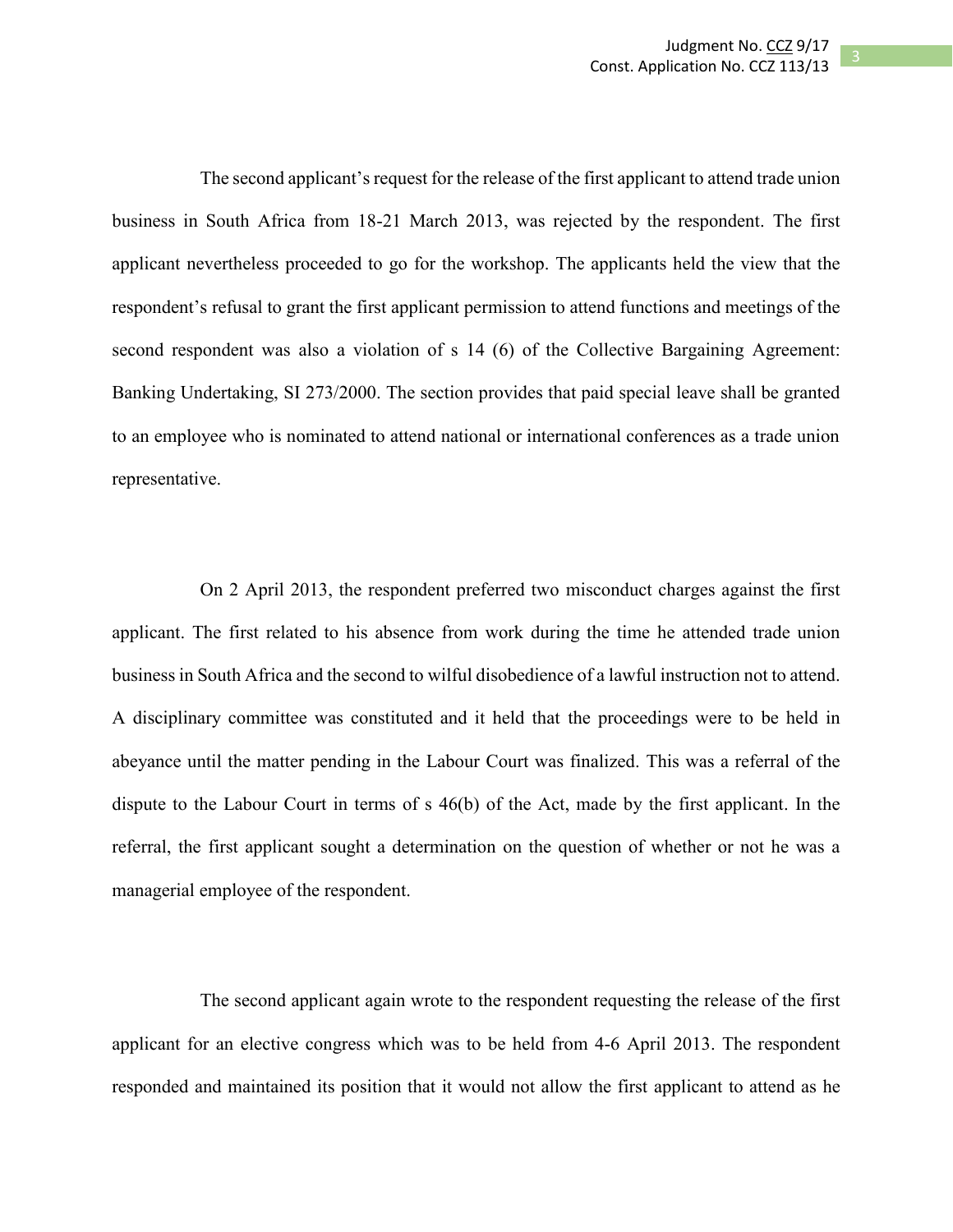The second applicant's request for the release of the first applicant to attend trade union business in South Africa from 18-21 March 2013, was rejected by the respondent. The first applicant nevertheless proceeded to go for the workshop. The applicants held the view that the respondent's refusal to grant the first applicant permission to attend functions and meetings of the second respondent was also a violation of s 14 (6) of the Collective Bargaining Agreement: Banking Undertaking, SI 273/2000. The section provides that paid special leave shall be granted to an employee who is nominated to attend national or international conferences as a trade union representative.

On 2 April 2013, the respondent preferred two misconduct charges against the first applicant. The first related to his absence from work during the time he attended trade union business in South Africa and the second to wilful disobedience of a lawful instruction not to attend. A disciplinary committee was constituted and it held that the proceedings were to be held in abeyance until the matter pending in the Labour Court was finalized. This was a referral of the dispute to the Labour Court in terms of s 46(b) of the Act, made by the first applicant. In the referral, the first applicant sought a determination on the question of whether or not he was a managerial employee of the respondent.

The second applicant again wrote to the respondent requesting the release of the first applicant for an elective congress which was to be held from 4-6 April 2013. The respondent responded and maintained its position that it would not allow the first applicant to attend as he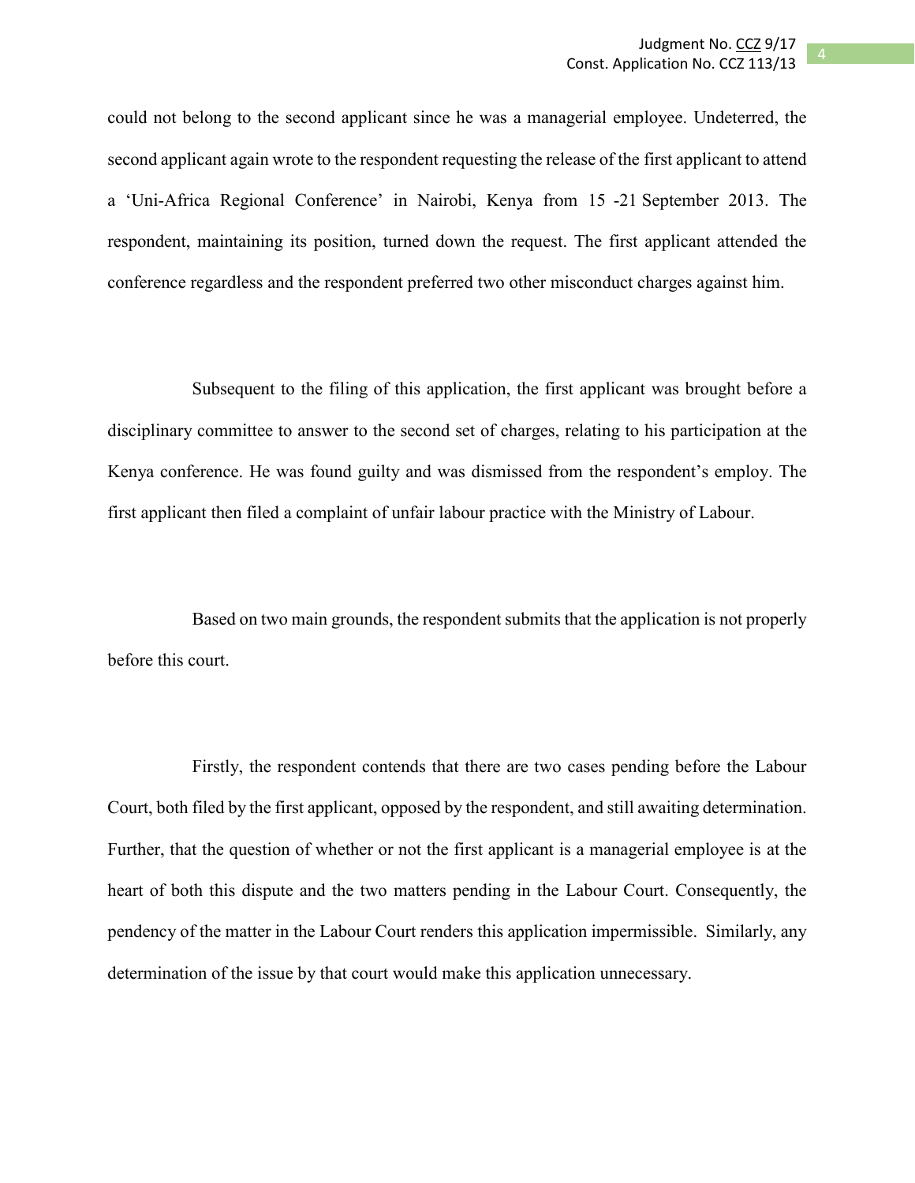could not belong to the second applicant since he was a managerial employee. Undeterred, the second applicant again wrote to the respondent requesting the release of the first applicant to attend a 'Uni-Africa Regional Conference' in Nairobi, Kenya from 15 -21 September 2013. The respondent, maintaining its position, turned down the request. The first applicant attended the conference regardless and the respondent preferred two other misconduct charges against him.

Subsequent to the filing of this application, the first applicant was brought before a disciplinary committee to answer to the second set of charges, relating to his participation at the Kenya conference. He was found guilty and was dismissed from the respondent's employ. The first applicant then filed a complaint of unfair labour practice with the Ministry of Labour.

Based on two main grounds, the respondent submits that the application is not properly before this court.

Firstly, the respondent contends that there are two cases pending before the Labour Court, both filed by the first applicant, opposed by the respondent, and still awaiting determination. Further, that the question of whether or not the first applicant is a managerial employee is at the heart of both this dispute and the two matters pending in the Labour Court. Consequently, the pendency of the matter in the Labour Court renders this application impermissible. Similarly, any determination of the issue by that court would make this application unnecessary.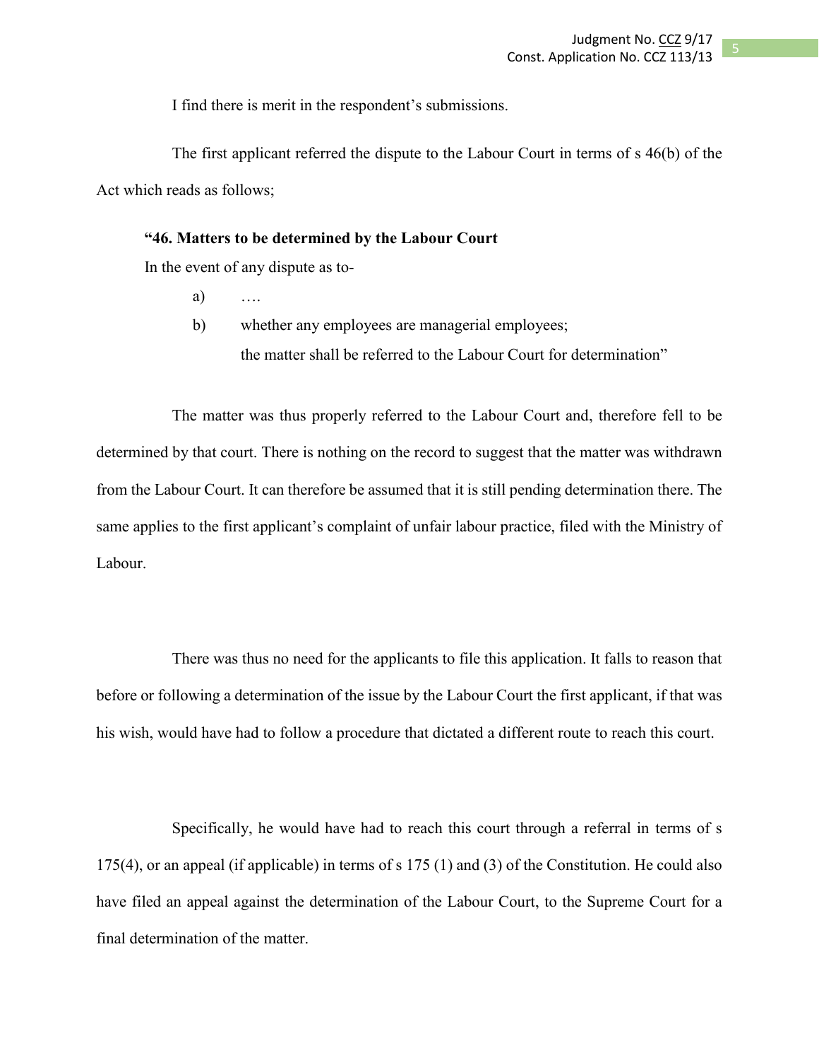I find there is merit in the respondent's submissions.

The first applicant referred the dispute to the Labour Court in terms of s 46(b) of the Act which reads as follows;

> **"46. Matters to be determined by the Labour Court**
>
> In the event of any dispute as to-
>
> a) ….
>
> b) whether any employees are managerial employees;
>
> the matter shall be referred to the Labour Court for determination"

The matter was thus properly referred to the Labour Court and, therefore fell to be determined by that court. There is nothing on the record to suggest that the matter was withdrawn from the Labour Court. It can therefore be assumed that it is still pending determination there. The same applies to the first applicant's complaint of unfair labour practice, filed with the Ministry of Labour.

There was thus no need for the applicants to file this application. It falls to reason that before or following a determination of the issue by the Labour Court the first applicant, if that was his wish, would have had to follow a procedure that dictated a different route to reach this court.

Specifically, he would have had to reach this court through a referral in terms of s 175(4), or an appeal (if applicable) in terms of s 175 (1) and (3) of the Constitution. He could also have filed an appeal against the determination of the Labour Court, to the Supreme Court for a final determination of the matter.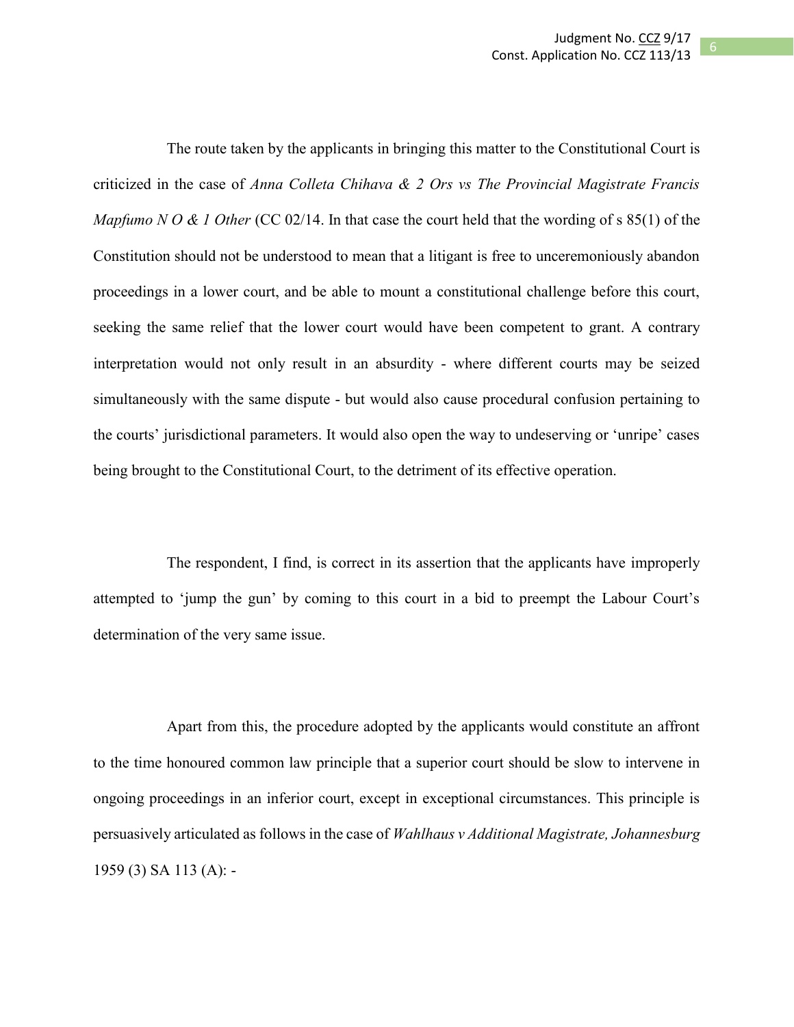The route taken by the applicants in bringing this matter to the Constitutional Court is criticized in the case of *Anna Colleta Chihava & 2 Ors vs The Provincial Magistrate Francis Mapfumo N O & 1 Other* (CC 02/14. In that case the court held that the wording of s 85(1) of the Constitution should not be understood to mean that a litigant is free to unceremoniously abandon proceedings in a lower court, and be able to mount a constitutional challenge before this court, seeking the same relief that the lower court would have been competent to grant. A contrary interpretation would not only result in an absurdity - where different courts may be seized simultaneously with the same dispute - but would also cause procedural confusion pertaining to the courts' jurisdictional parameters. It would also open the way to undeserving or 'unripe' cases being brought to the Constitutional Court, to the detriment of its effective operation.

The respondent, I find, is correct in its assertion that the applicants have improperly attempted to 'jump the gun' by coming to this court in a bid to preempt the Labour Court's determination of the very same issue.

Apart from this, the procedure adopted by the applicants would constitute an affront to the time honoured common law principle that a superior court should be slow to intervene in ongoing proceedings in an inferior court, except in exceptional circumstances. This principle is persuasively articulated as follows in the case of *Wahlhaus v Additional Magistrate, Johannesburg* 1959 (3) SA 113 (A): -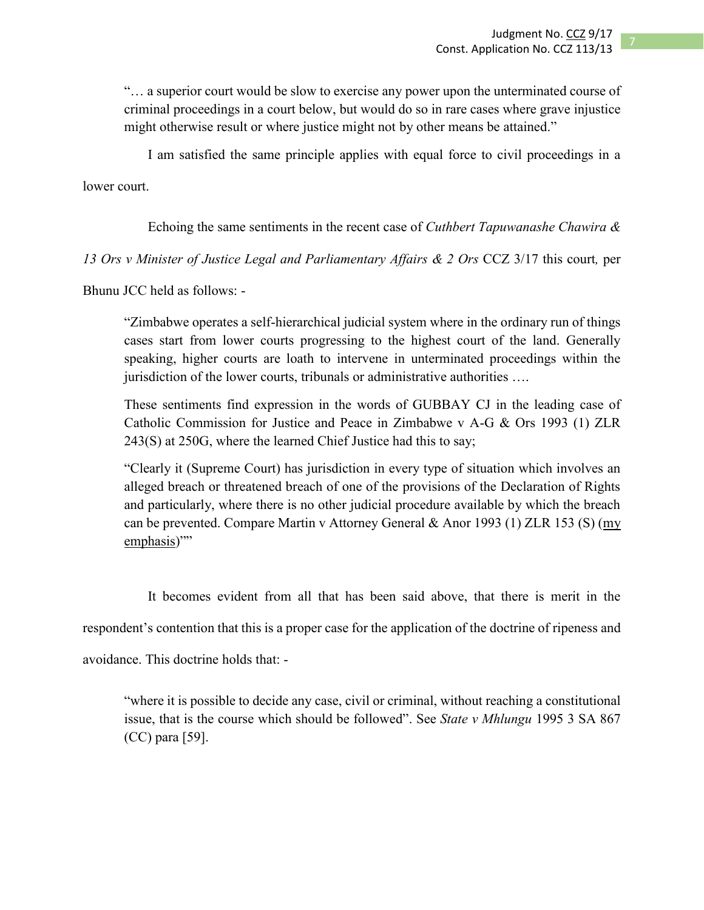> "… a superior court would be slow to exercise any power upon the unterminated course of criminal proceedings in a court below, but would do so in rare cases where grave injustice might otherwise result or where justice might not by other means be attained."

I am satisfied the same principle applies with equal force to civil proceedings in a lower court.

Echoing the same sentiments in the recent case of *Cuthbert Tapuwanashe Chawira & 13 Ors v Minister of Justice Legal and Parliamentary Affairs & 2 Ors* CCZ 3/17 this court, per Bhunu JCC held as follows: -

> "Zimbabwe operates a self-hierarchical judicial system where in the ordinary run of things cases start from lower courts progressing to the highest court of the land. Generally speaking, higher courts are loath to intervene in unterminated proceedings within the jurisdiction of the lower courts, tribunals or administrative authorities ….
>
> These sentiments find expression in the words of GUBBAY CJ in the leading case of Catholic Commission for Justice and Peace in Zimbabwe v A-G & Ors 1993 (1) ZLR 243(S) at 250G, where the learned Chief Justice had this to say;
>
> "Clearly it (Supreme Court) has jurisdiction in every type of situation which involves an alleged breach or threatened breach of one of the provisions of the Declaration of Rights and particularly, where there is no other judicial procedure available by which the breach can be prevented. Compare Martin v Attorney General & Anor 1993 (1) ZLR 153 (S) (<u>my emphasis</u>)""

It becomes evident from all that has been said above, that there is merit in the respondent's contention that this is a proper case for the application of the doctrine of ripeness and avoidance. This doctrine holds that: -

> "where it is possible to decide any case, civil or criminal, without reaching a constitutional issue, that is the course which should be followed". See *State v Mhlungu* 1995 3 SA 867 (CC) para [59].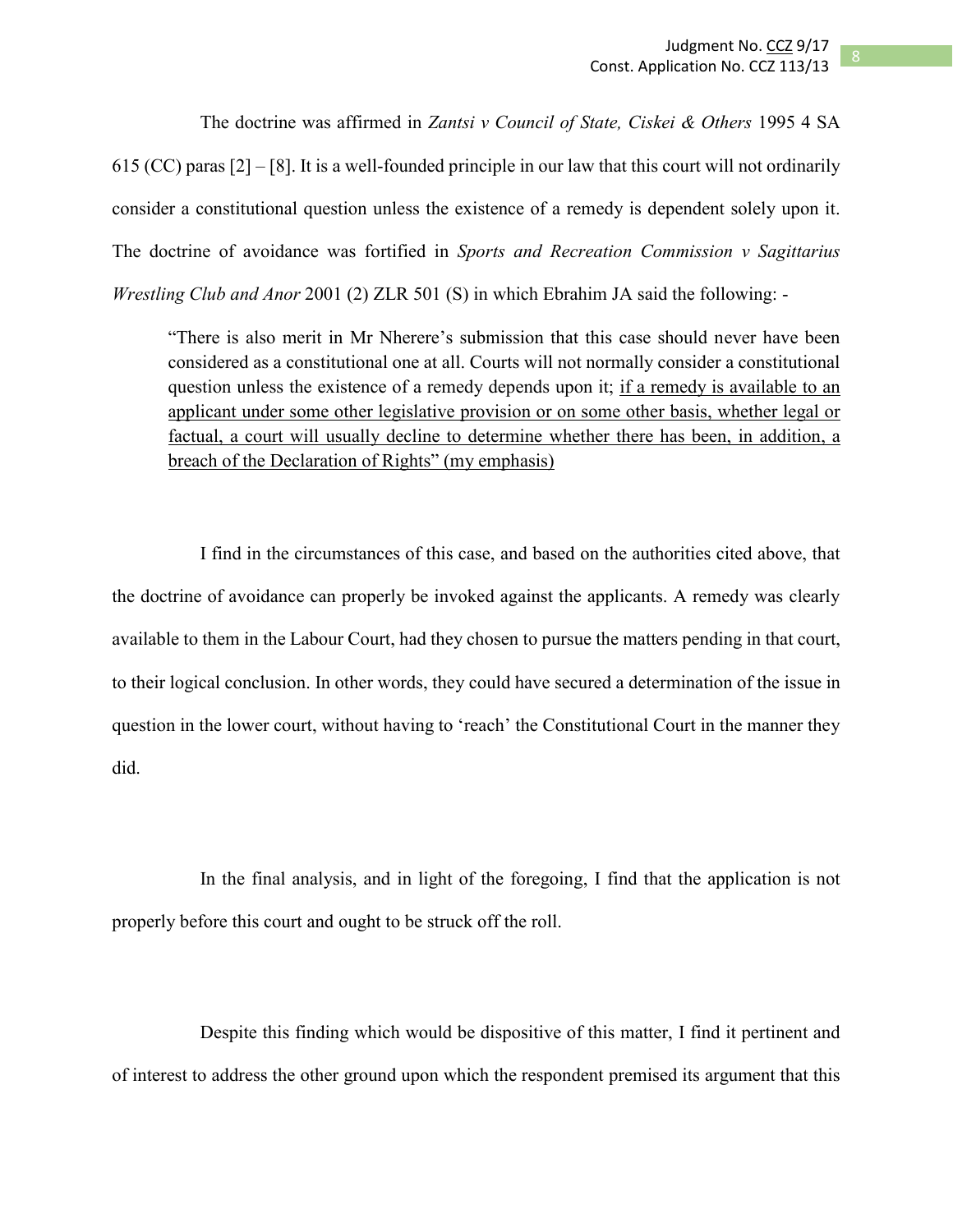The doctrine was affirmed in *Zantsi v Council of State, Ciskei & Others* 1995 4 SA 615 (CC) paras [2] – [8]. It is a well-founded principle in our law that this court will not ordinarily consider a constitutional question unless the existence of a remedy is dependent solely upon it. The doctrine of avoidance was fortified in *Sports and Recreation Commission v Sagittarius Wrestling Club and Anor* 2001 (2) ZLR 501 (S) in which Ebrahim JA said the following: -

> "There is also merit in Mr Nherere's submission that this case should never have been considered as a constitutional one at all. Courts will not normally consider a constitutional question unless the existence of a remedy depends upon it; <u>if a remedy is available to an applicant under some other legislative provision or on some other basis, whether legal or factual, a court will usually decline to determine whether there has been, in addition, a breach of the Declaration of Rights" (my emphasis)</u>

I find in the circumstances of this case, and based on the authorities cited above, that the doctrine of avoidance can properly be invoked against the applicants. A remedy was clearly available to them in the Labour Court, had they chosen to pursue the matters pending in that court, to their logical conclusion. In other words, they could have secured a determination of the issue in question in the lower court, without having to 'reach' the Constitutional Court in the manner they did.

In the final analysis, and in light of the foregoing, I find that the application is not properly before this court and ought to be struck off the roll.

Despite this finding which would be dispositive of this matter, I find it pertinent and of interest to address the other ground upon which the respondent premised its argument that this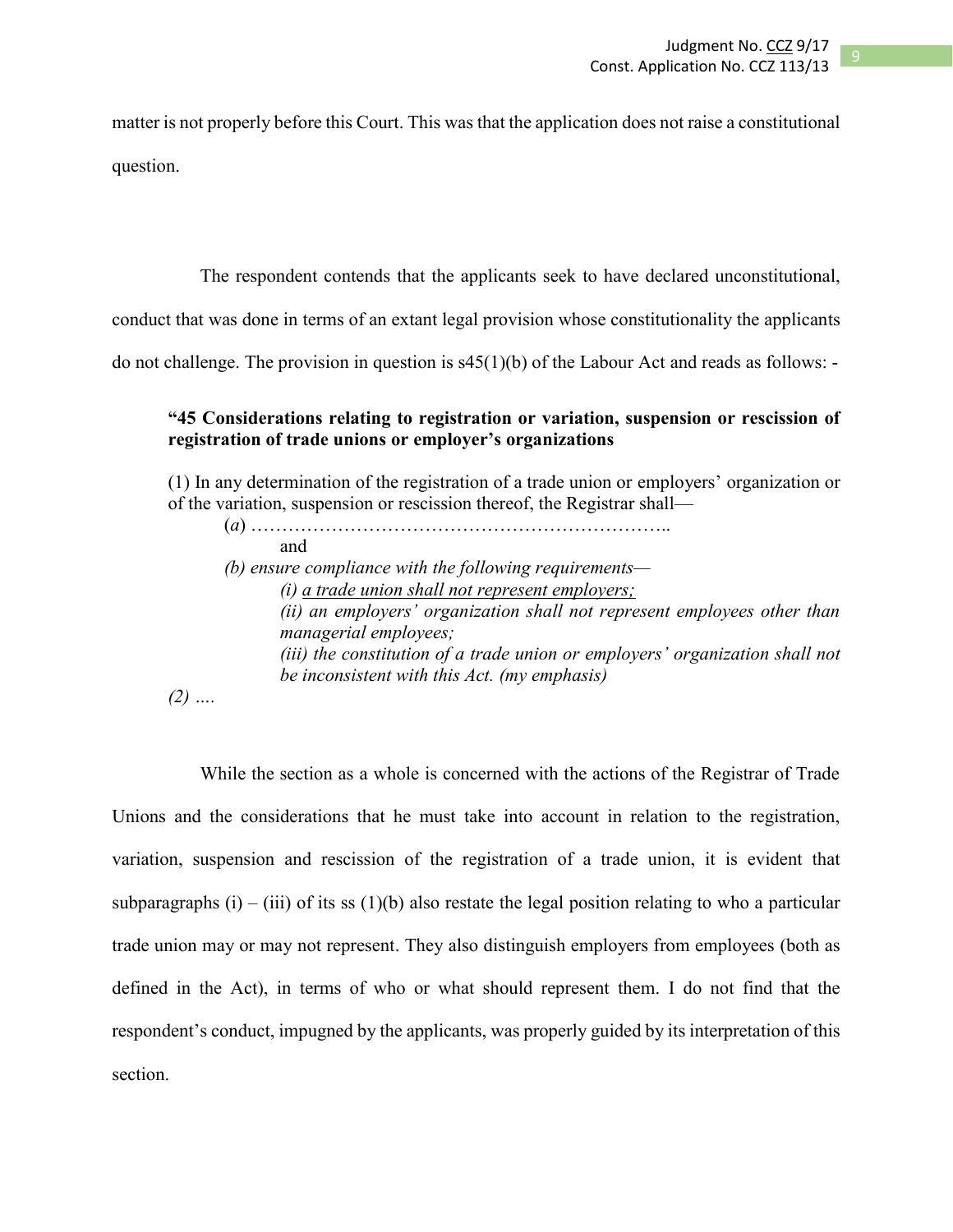matter is not properly before this Court. This was that the application does not raise a constitutional question.

The respondent contends that the applicants seek to have declared unconstitutional, conduct that was done in terms of an extant legal provision whose constitutionality the applicants do not challenge. The provision in question is s45(1)(b) of the Labour Act and reads as follows: -

> **"45 Considerations relating to registration or variation, suspension or rescission of registration of trade unions or employer's organizations**
>
> (1) In any determination of the registration of a trade union or employers' organization or of the variation, suspension or rescission thereof, the Registrar shall—
>
> (*a*) …………………………………………………………..
>
> and
>
> *(b) ensure compliance with the following requirements—*
>
> *(i) <u>a trade union shall not represent employers;</u>*
>
> *(ii) an employers' organization shall not represent employees other than managerial employees;*
>
> *(iii) the constitution of a trade union or employers' organization shall not be inconsistent with this Act. (my emphasis)*
>
> *(2) ….*

While the section as a whole is concerned with the actions of the Registrar of Trade Unions and the considerations that he must take into account in relation to the registration, variation, suspension and rescission of the registration of a trade union, it is evident that subparagraphs (i) – (iii) of its ss (1)(b) also restate the legal position relating to who a particular trade union may or may not represent. They also distinguish employers from employees (both as defined in the Act), in terms of who or what should represent them. I do not find that the respondent's conduct, impugned by the applicants, was properly guided by its interpretation of this section.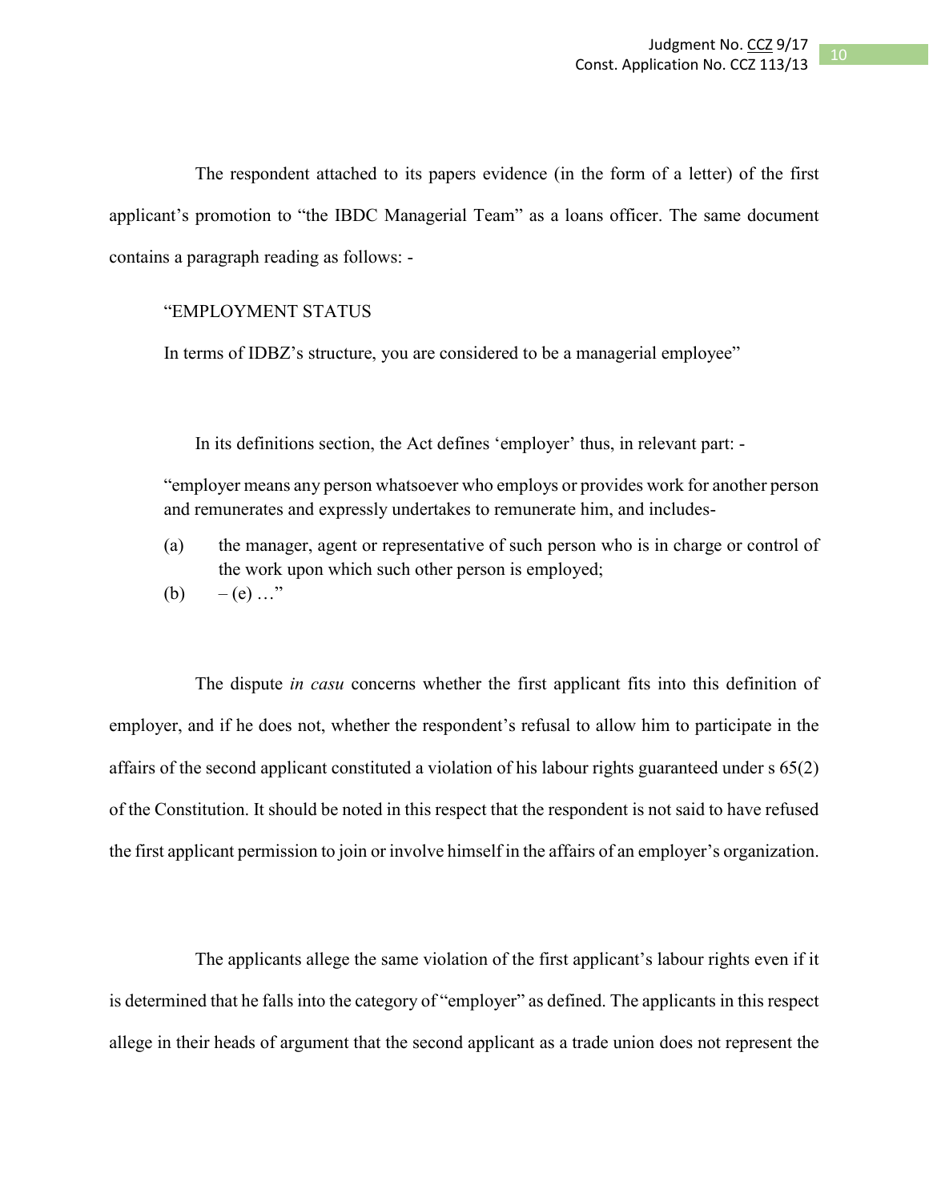The respondent attached to its papers evidence (in the form of a letter) of the first applicant's promotion to "the IBDC Managerial Team" as a loans officer. The same document contains a paragraph reading as follows: -

> "EMPLOYMENT STATUS
>
> In terms of IDBZ's structure, you are considered to be a managerial employee"

In its definitions section, the Act defines 'employer' thus, in relevant part: -

> "employer means any person whatsoever who employs or provides work for another person and remunerates and expressly undertakes to remunerate him, and includes-
>
> (a) the manager, agent or representative of such person who is in charge or control of the work upon which such other person is employed;
>
> (b) – (e) …"

The dispute *in casu* concerns whether the first applicant fits into this definition of employer, and if he does not, whether the respondent's refusal to allow him to participate in the affairs of the second applicant constituted a violation of his labour rights guaranteed under s 65(2) of the Constitution. It should be noted in this respect that the respondent is not said to have refused the first applicant permission to join or involve himself in the affairs of an employer's organization.

The applicants allege the same violation of the first applicant's labour rights even if it is determined that he falls into the category of "employer" as defined. The applicants in this respect allege in their heads of argument that the second applicant as a trade union does not represent the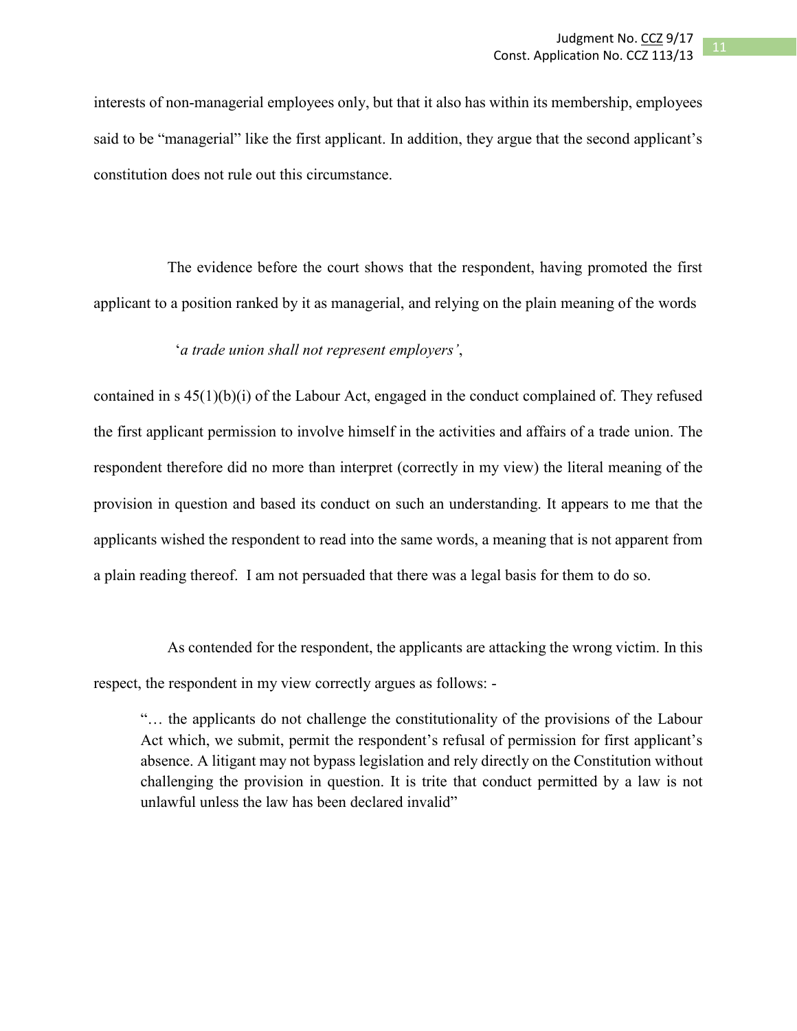interests of non-managerial employees only, but that it also has within its membership, employees said to be "managerial" like the first applicant. In addition, they argue that the second applicant's constitution does not rule out this circumstance.

The evidence before the court shows that the respondent, having promoted the first applicant to a position ranked by it as managerial, and relying on the plain meaning of the words

'*a trade union shall not represent employers'*,

contained in s 45(1)(b)(i) of the Labour Act, engaged in the conduct complained of. They refused the first applicant permission to involve himself in the activities and affairs of a trade union. The respondent therefore did no more than interpret (correctly in my view) the literal meaning of the provision in question and based its conduct on such an understanding. It appears to me that the applicants wished the respondent to read into the same words, a meaning that is not apparent from a plain reading thereof. I am not persuaded that there was a legal basis for them to do so.

As contended for the respondent, the applicants are attacking the wrong victim. In this respect, the respondent in my view correctly argues as follows: -

> "… the applicants do not challenge the constitutionality of the provisions of the Labour Act which, we submit, permit the respondent's refusal of permission for first applicant's absence. A litigant may not bypass legislation and rely directly on the Constitution without challenging the provision in question. It is trite that conduct permitted by a law is not unlawful unless the law has been declared invalid"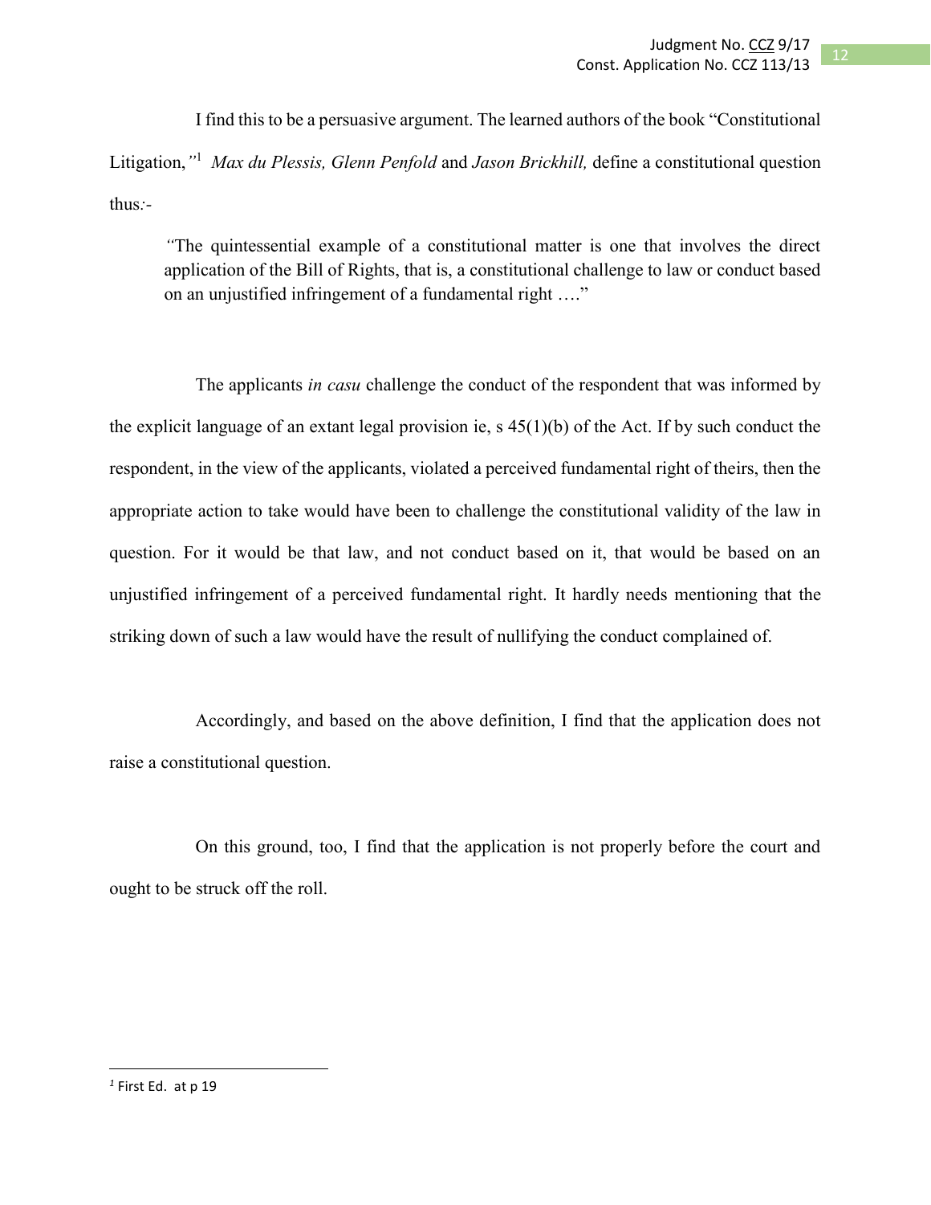I find this to be a persuasive argument. The learned authors of the book "Constitutional Litigation,"[1] *Max du Plessis, Glenn Penfold* and *Jason Brickhill,* define a constitutional question thus:-

> "The quintessential example of a constitutional matter is one that involves the direct application of the Bill of Rights, that is, a constitutional challenge to law or conduct based on an unjustified infringement of a fundamental right …."

The applicants *in casu* challenge the conduct of the respondent that was informed by the explicit language of an extant legal provision ie, s 45(1)(b) of the Act. If by such conduct the respondent, in the view of the applicants, violated a perceived fundamental right of theirs, then the appropriate action to take would have been to challenge the constitutional validity of the law in question. For it would be that law, and not conduct based on it, that would be based on an unjustified infringement of a perceived fundamental right. It hardly needs mentioning that the striking down of such a law would have the result of nullifying the conduct complained of.

Accordingly, and based on the above definition, I find that the application does not raise a constitutional question.

On this ground, too, I find that the application is not properly before the court and ought to be struck off the roll.

---

[1] First Ed. at p 19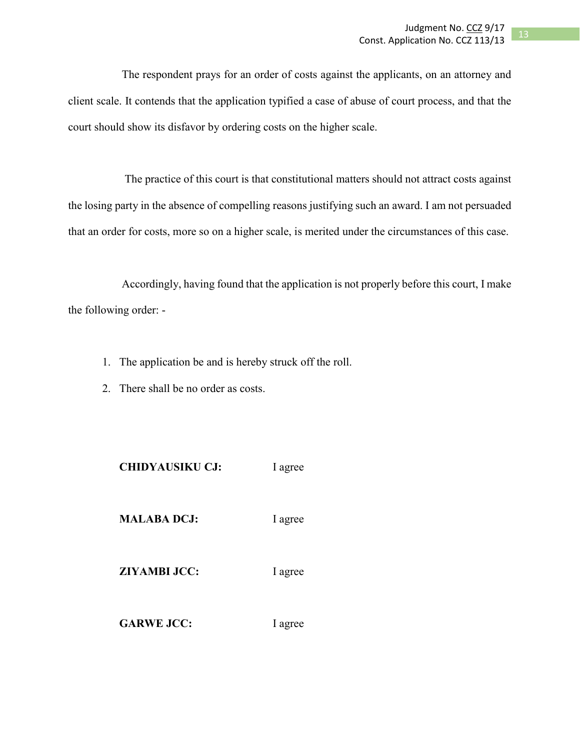The respondent prays for an order of costs against the applicants, on an attorney and client scale. It contends that the application typified a case of abuse of court process, and that the court should show its disfavor by ordering costs on the higher scale.

The practice of this court is that constitutional matters should not attract costs against the losing party in the absence of compelling reasons justifying such an award. I am not persuaded that an order for costs, more so on a higher scale, is merited under the circumstances of this case.

Accordingly, having found that the application is not properly before this court, I make the following order: -

1. The application be and is hereby struck off the roll.
2. There shall be no order as costs.

**CHIDYAUSIKU CJ:** I agree

**MALABA DCJ:** I agree

**ZIYAMBI JCC:** I agree

**GARWE JCC:** I agree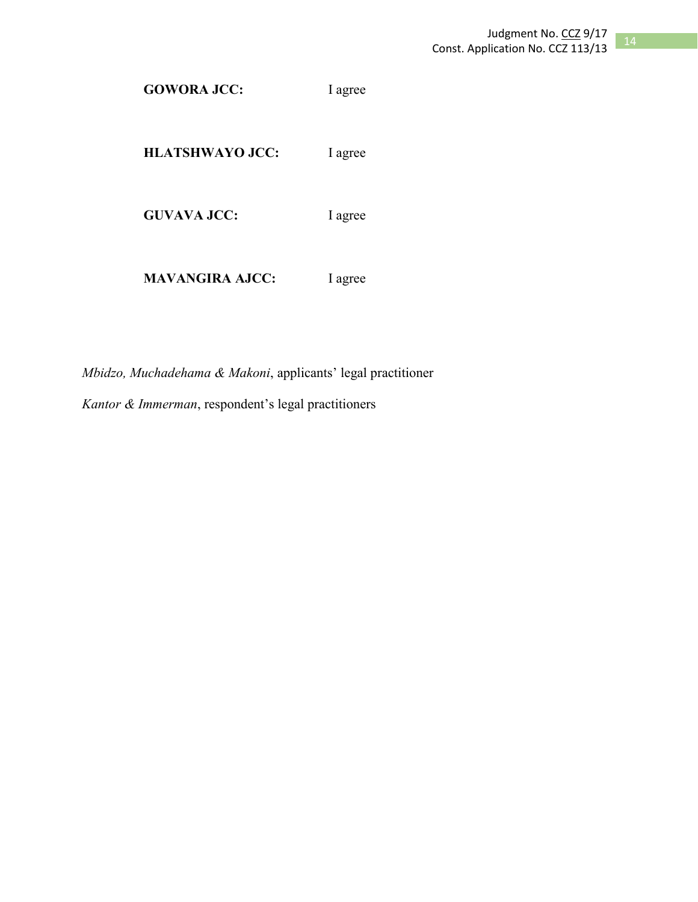**GOWORA JCC:** I agree

**HLATSHWAYO JCC:** I agree

**GUVAVA JCC:** I agree

**MAVANGIRA AJCC:** I agree

*Mbidzo, Muchadehama & Makoni*, applicants' legal practitioner

*Kantor & Immerman*, respondent's legal practitioners